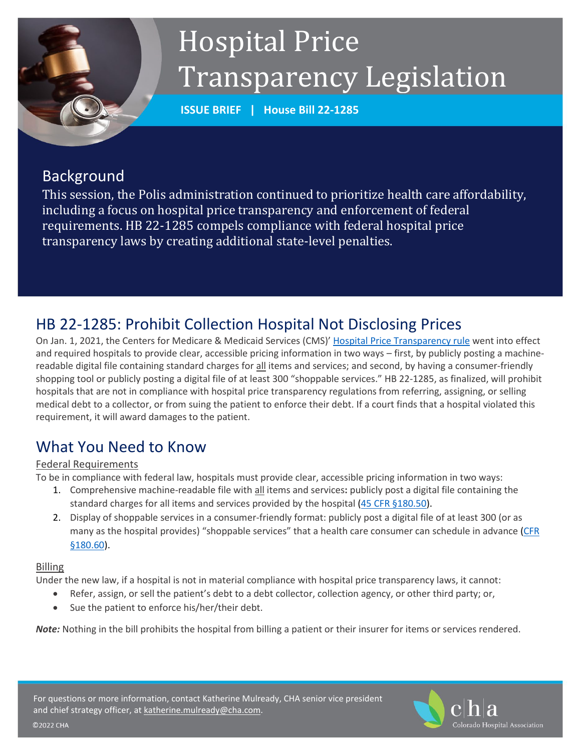# Hospital Price Transparency Legislation

**ISSUE BRIEF | House Bill 22-1285**

## Background

This session, the Polis administration continued to prioritize health care affordability, including a focus on hospital price transparency and enforcement of federal requirements. HB 22-1285 compels compliance with federal hospital price transparency laws by creating additional state-level penalties.

## HB 22-1285: Prohibit Collection Hospital Not Disclosing Prices

On Jan. 1, 2021, the Centers for Medicare & Medicaid Services (CMS)' Hospital Price Transparency rule went into effect and required hospitals to provide clear, accessible pricing information in two ways – first, by publicly posting a machine-readable digital file containing standard charges for all items and services; and second, by having a consumer-friendly shopping tool or publicly posting a digital file of at least 300 "shoppable services." HB 22-1285, as finalized, will prohibit hospitals that are not in compliance with hospital price transparency regulations from referring, assigning, or selling medical debt to a collector, or from suing the patient to enforce their debt. If a court finds that a hospital violated this requirement, it will award damages to the patient.

## What You Need to Know

### Federal Requirements

To be in compliance with federal law, hospitals must provide clear, accessible pricing information in two ways:

1. Comprehensive machine-readable file with all items and services**:** publicly post a digital file containing the standard charges for all items and services provided by the hospital (45 CFR §180.50).
2. Display of shoppable services in a consumer-friendly format: publicly post a digital file of at least 300 (or as many as the hospital provides) "shoppable services" that a health care consumer can schedule in advance (CFR §180.60).

### Billing

Under the new law, if a hospital is not in material compliance with hospital price transparency laws, it cannot:

- Refer, assign, or sell the patient's debt to a debt collector, collection agency, or other third party; or,
- Sue the patient to enforce his/her/their debt.

***Note:*** Nothing in the bill prohibits the hospital from billing a patient or their insurer for items or services rendered.

For questions or more information, contact Katherine Mulready, CHA senior vice president and chief strategy officer, at katherine.mulready@cha.com.

©2022 CHA

Colorado Hospital Association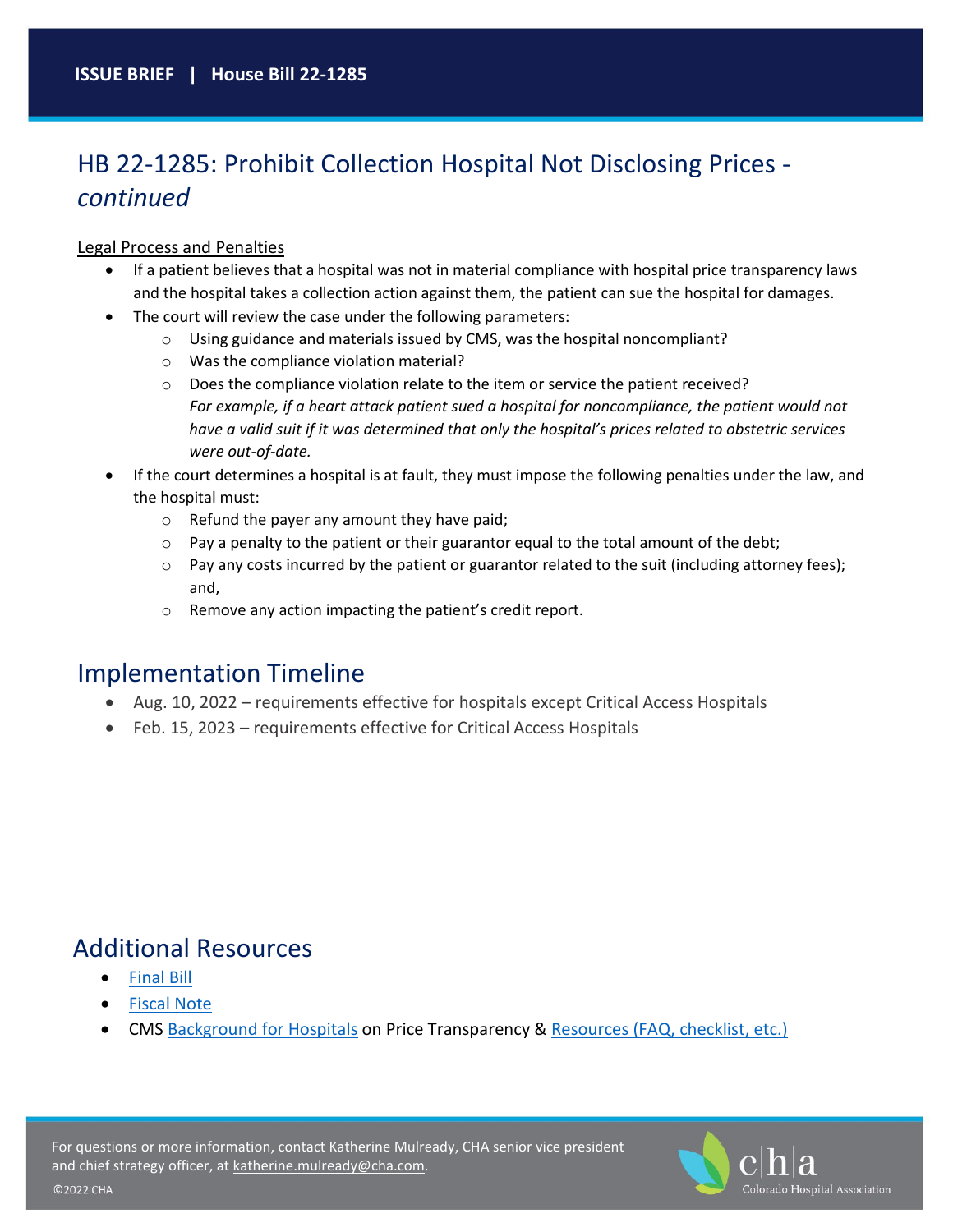ISSUE BRIEF | House Bill 22-1285

# HB 22-1285: Prohibit Collection Hospital Not Disclosing Prices - *continued*

Legal Process and Penalties

- If a patient believes that a hospital was not in material compliance with hospital price transparency laws and the hospital takes a collection action against them, the patient can sue the hospital for damages.
- The court will review the case under the following parameters:
  - Using guidance and materials issued by CMS, was the hospital noncompliant?
  - Was the compliance violation material?
  - Does the compliance violation relate to the item or service the patient received? *For example, if a heart attack patient sued a hospital for noncompliance, the patient would not have a valid suit if it was determined that only the hospital's prices related to obstetric services were out-of-date.*
- If the court determines a hospital is at fault, they must impose the following penalties under the law, and the hospital must:
  - Refund the payer any amount they have paid;
  - Pay a penalty to the patient or their guarantor equal to the total amount of the debt;
  - Pay any costs incurred by the patient or guarantor related to the suit (including attorney fees); and,
  - Remove any action impacting the patient's credit report.

## Implementation Timeline

- Aug. 10, 2022 – requirements effective for hospitals except Critical Access Hospitals
- Feb. 15, 2023 – requirements effective for Critical Access Hospitals

## Additional Resources

- Final Bill
- Fiscal Note
- CMS Background for Hospitals on Price Transparency & Resources (FAQ, checklist, etc.)

For questions or more information, contact Katherine Mulready, CHA senior vice president and chief strategy officer, at katherine.mulready@cha.com.

©2022 CHA